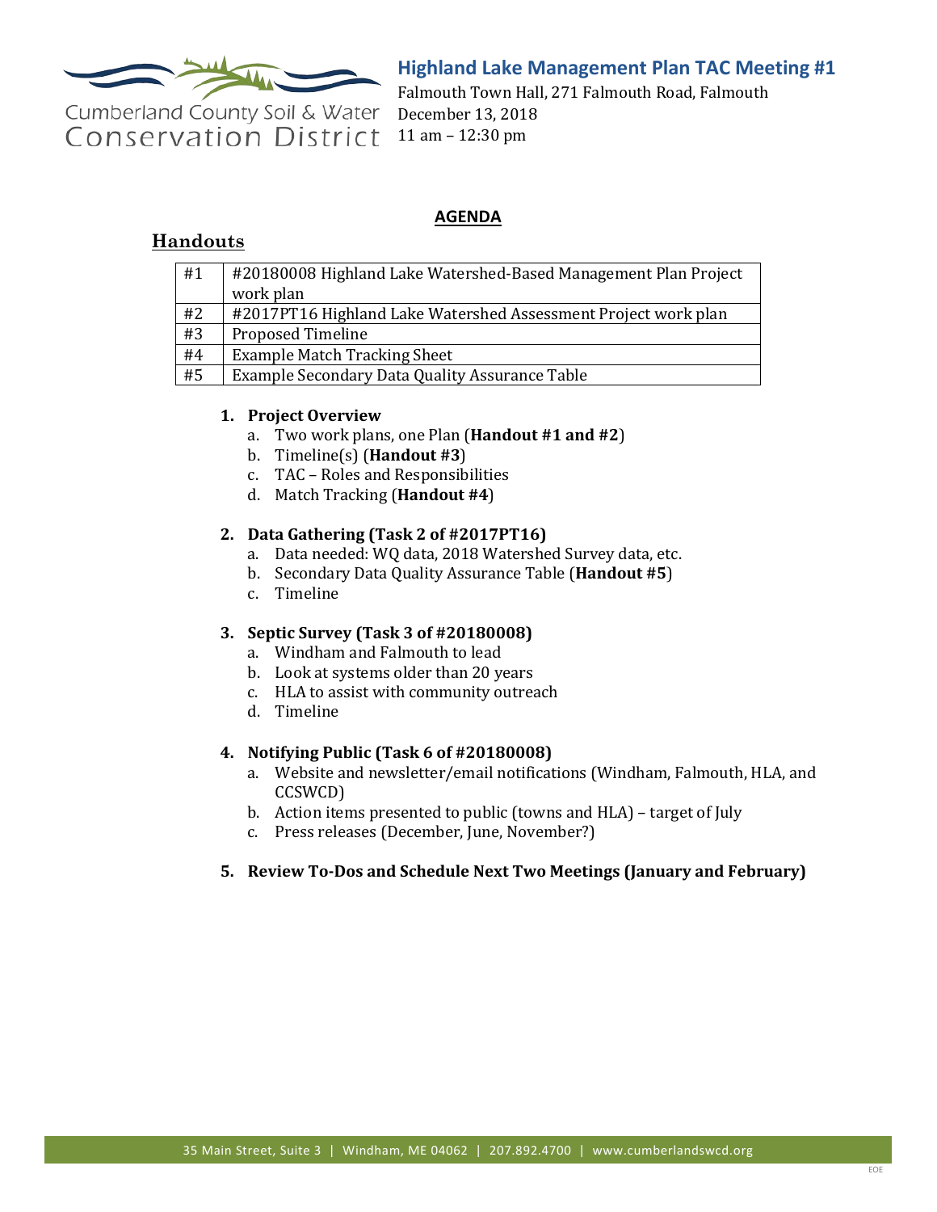Cumberland County Soil & Water Conservation District

# Highland Lake Management Plan TAC Meeting #1

Falmouth Town Hall, 271 Falmouth Road, Falmouth
December 13, 2018
11 am – 12:30 pm

## AGENDA

## Handouts

| | |
|---|---|
| #1 | #20180008 Highland Lake Watershed-Based Management Plan Project work plan |
| #2 | #2017PT16 Highland Lake Watershed Assessment Project work plan |
| #3 | Proposed Timeline |
| #4 | Example Match Tracking Sheet |
| #5 | Example Secondary Data Quality Assurance Table |

1. **Project Overview**
   a. Two work plans, one Plan (**Handout #1 and #2**)
   b. Timeline(s) (**Handout #3**)
   c. TAC – Roles and Responsibilities
   d. Match Tracking (**Handout #4**)

2. **Data Gathering (Task 2 of #2017PT16)**
   a. Data needed: WQ data, 2018 Watershed Survey data, etc.
   b. Secondary Data Quality Assurance Table (**Handout #5**)
   c. Timeline

3. **Septic Survey (Task 3 of #20180008)**
   a. Windham and Falmouth to lead
   b. Look at systems older than 20 years
   c. HLA to assist with community outreach
   d. Timeline

4. **Notifying Public (Task 6 of #20180008)**
   a. Website and newsletter/email notifications (Windham, Falmouth, HLA, and CCSWCD)
   b. Action items presented to public (towns and HLA) – target of July
   c. Press releases (December, June, November?)

5. **Review To-Dos and Schedule Next Two Meetings (January and February)**

35 Main Street, Suite 3 | Windham, ME 04062 | 207.892.4700 | www.cumberlandswcd.org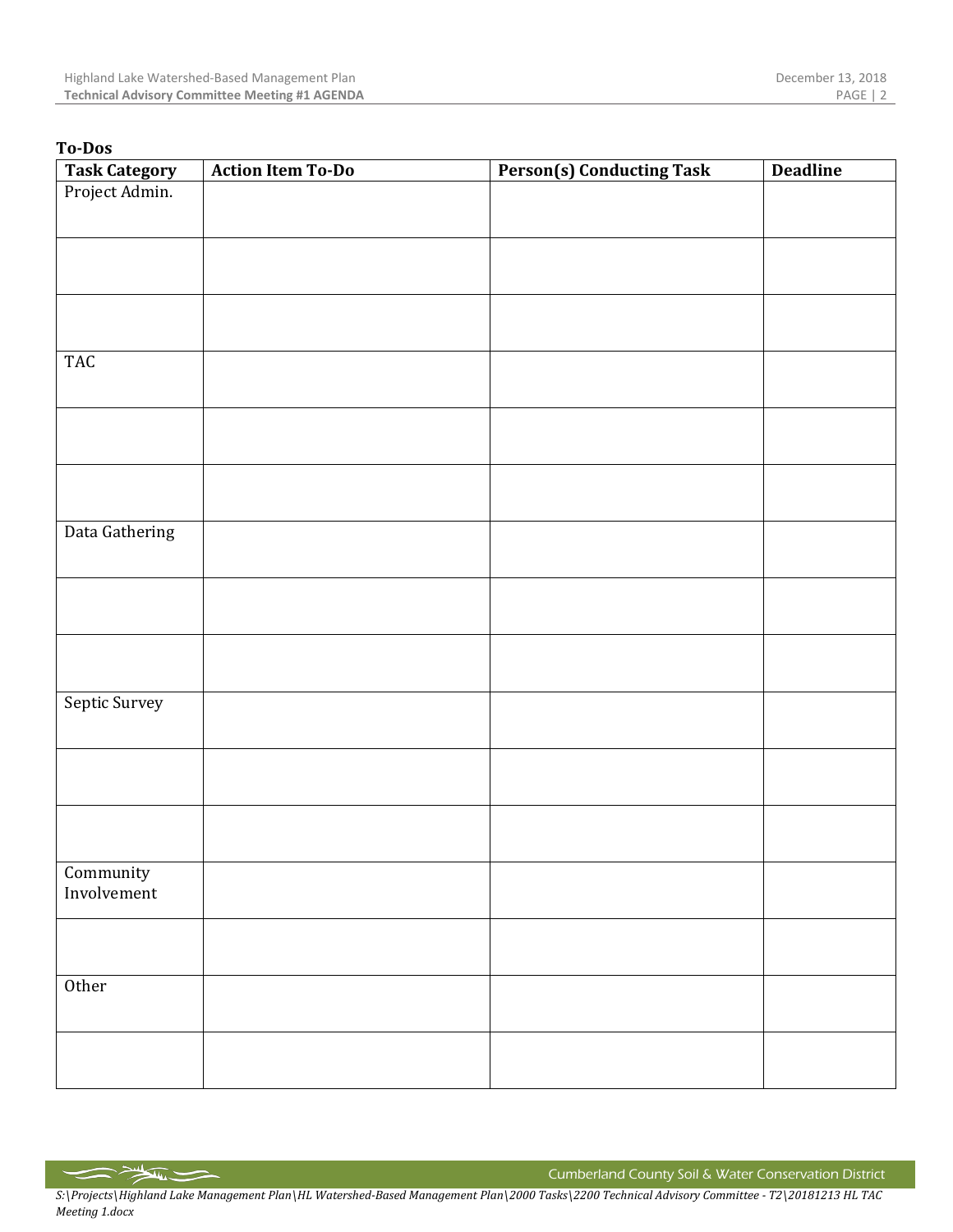**To-Dos**

| Task Category | Action Item To-Do | Person(s) Conducting Task | Deadline |
|---|---|---|---|
| Project Admin. | | | |
| | | | |
| | | | |
| TAC | | | |
| | | | |
| | | | |
| Data Gathering | | | |
| | | | |
| | | | |
| Septic Survey | | | |
| | | | |
| | | | |
| Community Involvement | | | |
| | | | |
| Other | | | |
| | | | |